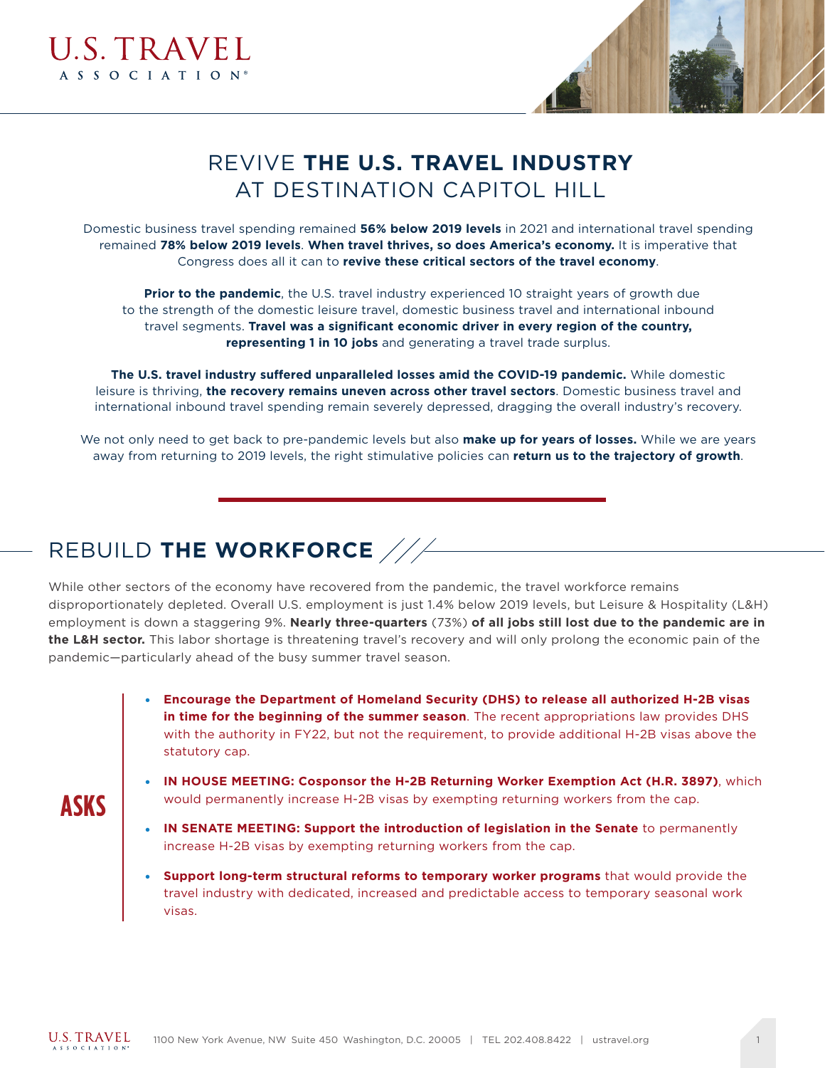# REVIVE **THE U.S. TRAVEL INDUSTRY** AT DESTINATION CAPITOL HILL

Domestic business travel spending remained **56% below 2019 levels** in 2021 and international travel spending remained **78% below 2019 levels**. **When travel thrives, so does America's economy.** It is imperative that Congress does all it can to **revive these critical sectors of the travel economy**.

**Prior to the pandemic**, the U.S. travel industry experienced 10 straight years of growth due to the strength of the domestic leisure travel, domestic business travel and international inbound travel segments. **Travel was a significant economic driver in every region of the country, representing 1 in 10 jobs** and generating a travel trade surplus.

**The U.S. travel industry suffered unparalleled losses amid the COVID-19 pandemic.** While domestic leisure is thriving, **the recovery remains uneven across other travel sectors**. Domestic business travel and international inbound travel spending remain severely depressed, dragging the overall industry's recovery.

We not only need to get back to pre-pandemic levels but also **make up for years of losses.** While we are years away from returning to 2019 levels, the right stimulative policies can **return us to the trajectory of growth**.

## REBUILD **THE WORKFORCE**

While other sectors of the economy have recovered from the pandemic, the travel workforce remains disproportionately depleted. Overall U.S. employment is just 1.4% below 2019 levels, but Leisure & Hospitality (L&H) employment is down a staggering 9%. **Nearly three-quarters** (73%) **of all jobs still lost due to the pandemic are in the L&H sector.** This labor shortage is threatening travel's recovery and will only prolong the economic pain of the pandemic—particularly ahead of the busy summer travel season.

**ASKS**

- **Encourage the Department of Homeland Security (DHS) to release all authorized H-2B visas in time for the beginning of the summer season**. The recent appropriations law provides DHS with the authority in FY22, but not the requirement, to provide additional H-2B visas above the statutory cap.
- **IN HOUSE MEETING: Cosponsor the H-2B Returning Worker Exemption Act (H.R. 3897)**, which would permanently increase H-2B visas by exempting returning workers from the cap.
- **IN SENATE MEETING: Support the introduction of legislation in the Senate** to permanently increase H-2B visas by exempting returning workers from the cap.
- **Support long-term structural reforms to temporary worker programs** that would provide the travel industry with dedicated, increased and predictable access to temporary seasonal work visas.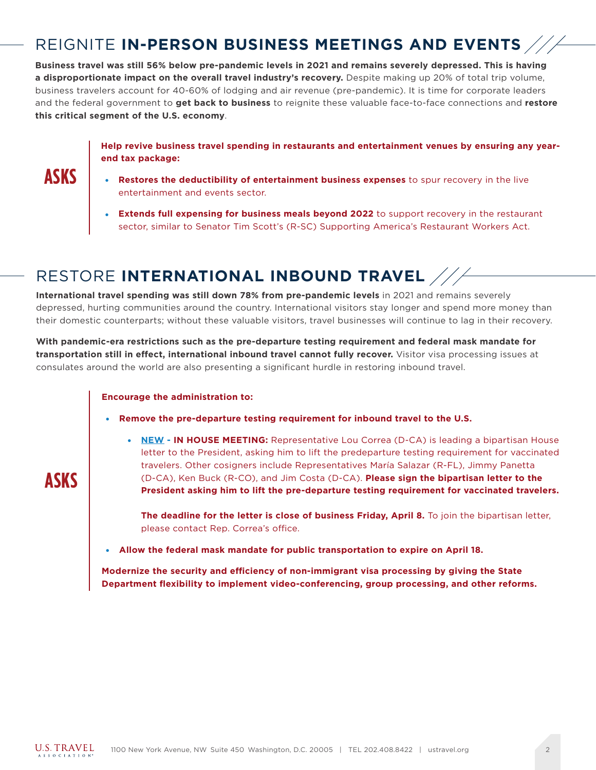## REIGNITE **IN-PERSON BUSINESS MEETINGS AND EVENTS**

**Business travel was still 56% below pre-pandemic levels in 2021 and remains severely depressed. This is having a disproportionate impact on the overall travel industry's recovery.** Despite making up 20% of total trip volume, business travelers account for 40-60% of lodging and air revenue (pre-pandemic). It is time for corporate leaders and the federal government to **get back to business** to reignite these valuable face-to-face connections and **restore this critical segment of the U.S. economy**.

**ASKS**

**Help revive business travel spending in restaurants and entertainment venues by ensuring any year-end tax package:**

- **Restores the deductibility of entertainment business expenses** to spur recovery in the live entertainment and events sector.
- **Extends full expensing for business meals beyond 2022** to support recovery in the restaurant sector, similar to Senator Tim Scott's (R-SC) Supporting America's Restaurant Workers Act.

## RESTORE **INTERNATIONAL INBOUND TRAVEL**

**International travel spending was still down 78% from pre-pandemic levels** in 2021 and remains severely depressed, hurting communities around the country. International visitors stay longer and spend more money than their domestic counterparts; without these valuable visitors, travel businesses will continue to lag in their recovery.

**With pandemic-era restrictions such as the pre-departure testing requirement and federal mask mandate for transportation still in effect, international inbound travel cannot fully recover.** Visitor visa processing issues at consulates around the world are also presenting a significant hurdle in restoring inbound travel.

**ASKS**

**Encourage the administration to:**

- **Remove the pre-departure testing requirement for inbound travel to the U.S.**
  - **NEW - IN HOUSE MEETING:** Representative Lou Correa (D-CA) is leading a bipartisan House letter to the President, asking him to lift the predeparture testing requirement for vaccinated travelers. Other cosigners include Representatives María Salazar (R-FL), Jimmy Panetta (D-CA), Ken Buck (R-CO), and Jim Costa (D-CA). **Please sign the bipartisan letter to the President asking him to lift the pre-departure testing requirement for vaccinated travelers.**

    **The deadline for the letter is close of business Friday, April 8.** To join the bipartisan letter, please contact Rep. Correa's office.
- **Allow the federal mask mandate for public transportation to expire on April 18.**

**Modernize the security and efficiency of non-immigrant visa processing by giving the State Department flexibility to implement video-conferencing, group processing, and other reforms.**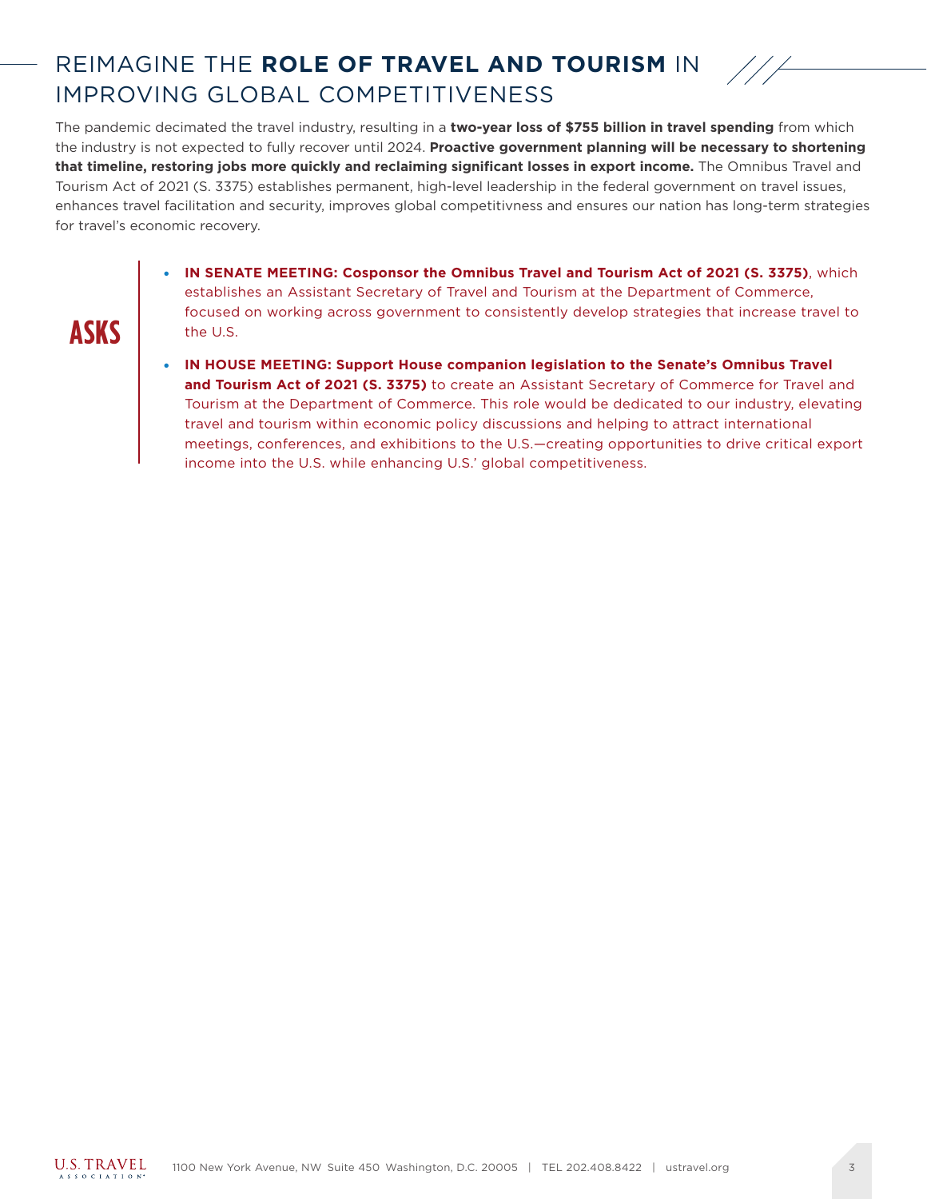# REIMAGINE THE **ROLE OF TRAVEL AND TOURISM** IN IMPROVING GLOBAL COMPETITIVENESS

The pandemic decimated the travel industry, resulting in a **two-year loss of $755 billion in travel spending** from which the industry is not expected to fully recover until 2024. **Proactive government planning will be necessary to shortening that timeline, restoring jobs more quickly and reclaiming significant losses in export income.** The Omnibus Travel and Tourism Act of 2021 (S. 3375) establishes permanent, high-level leadership in the federal government on travel issues, enhances travel facilitation and security, improves global competitivness and ensures our nation has long-term strategies for travel's economic recovery.

**ASKS**

- **IN SENATE MEETING: Cosponsor the Omnibus Travel and Tourism Act of 2021 (S. 3375)**, which establishes an Assistant Secretary of Travel and Tourism at the Department of Commerce, focused on working across government to consistently develop strategies that increase travel to the U.S.
- **IN HOUSE MEETING: Support House companion legislation to the Senate's Omnibus Travel and Tourism Act of 2021 (S. 3375)** to create an Assistant Secretary of Commerce for Travel and Tourism at the Department of Commerce. This role would be dedicated to our industry, elevating travel and tourism within economic policy discussions and helping to attract international meetings, conferences, and exhibitions to the U.S.—creating opportunities to drive critical export income into the U.S. while enhancing U.S.' global competitiveness.